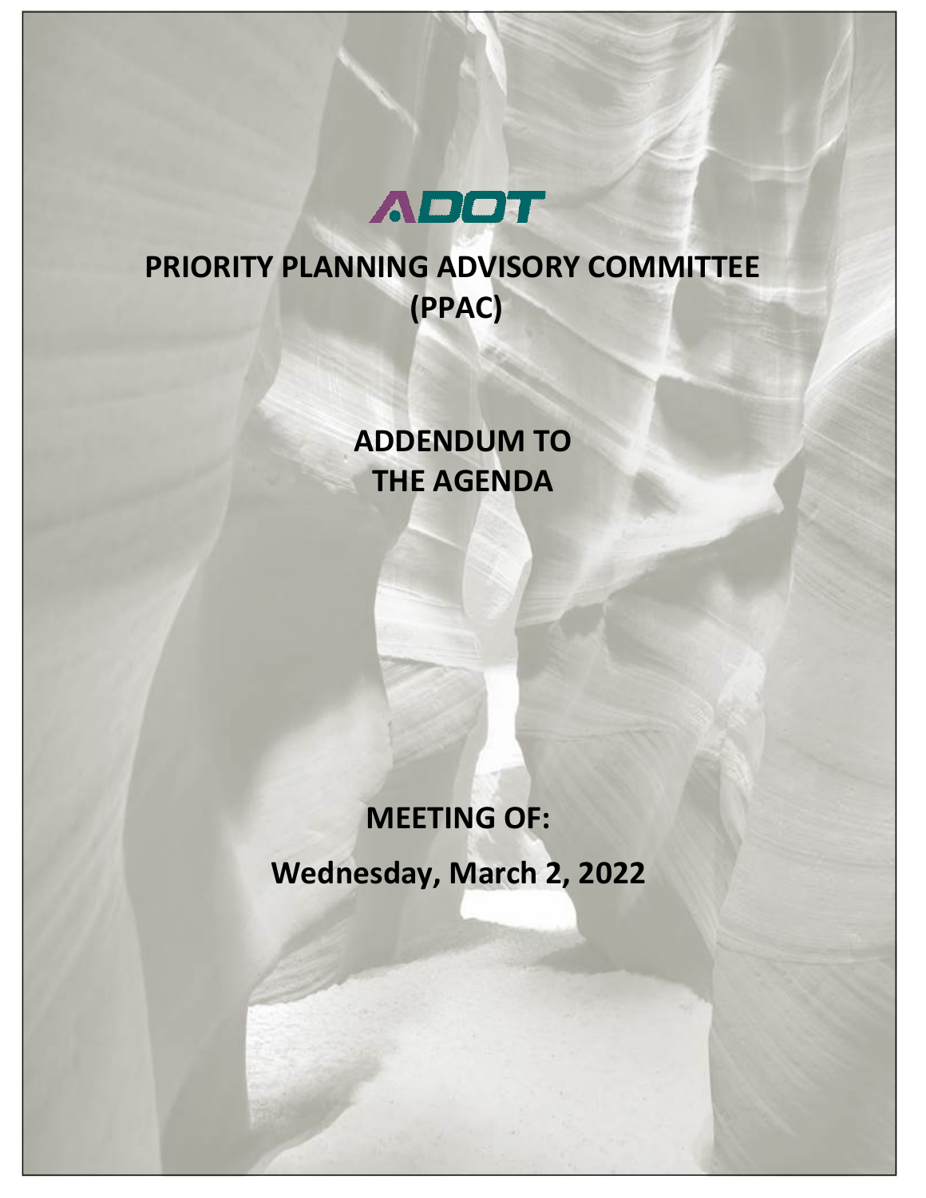ADOT

# PRIORITY PLANNING ADVISORY COMMITTEE (PPAC)

## ADDENDUM TO THE AGENDA

## MEETING OF:

## Wednesday, March 2, 2022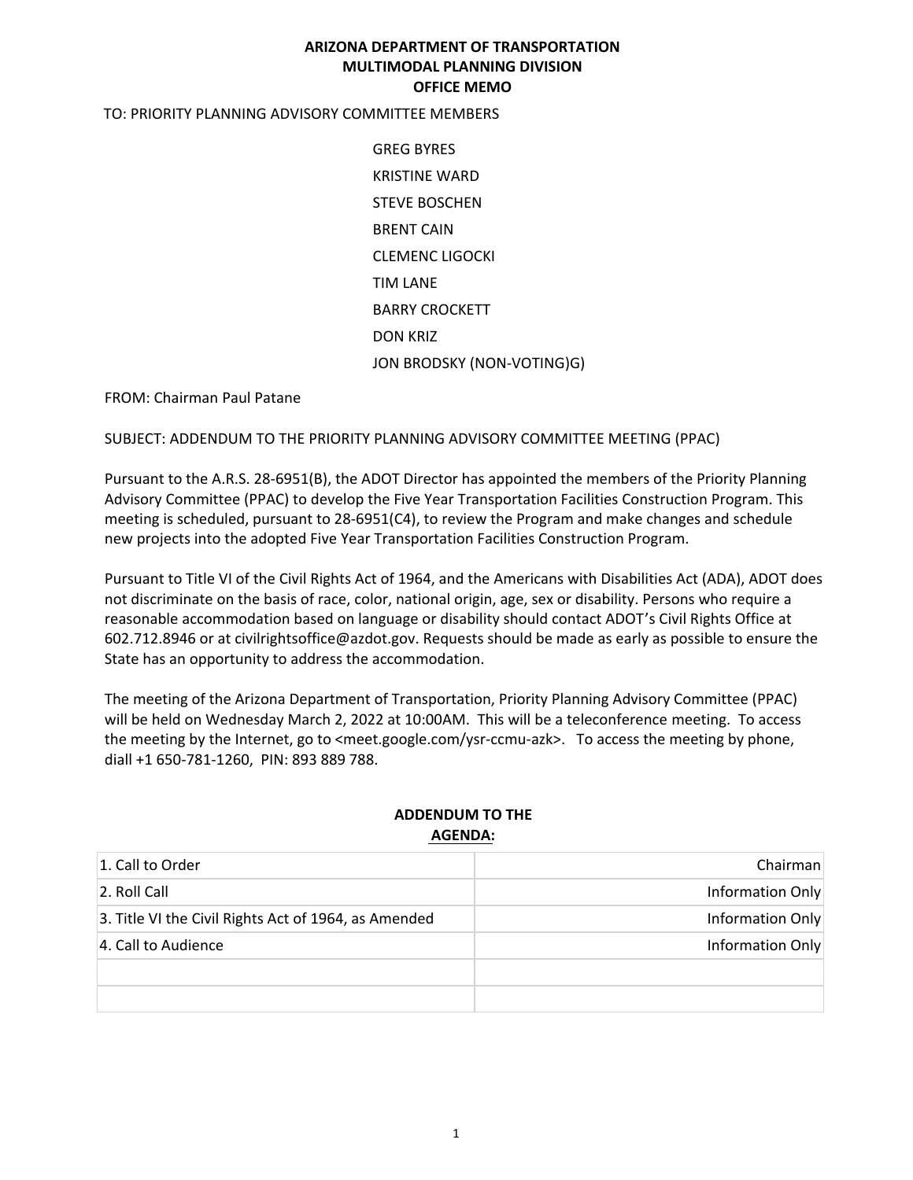**ARIZONA DEPARTMENT OF TRANSPORTATION**
**MULTIMODAL PLANNING DIVISION**
**OFFICE MEMO**

TO: PRIORITY PLANNING ADVISORY COMMITTEE MEMBERS

GREG BYRES
KRISTINE WARD
STEVE BOSCHEN
BRENT CAIN
CLEMENC LIGOCKI
TIM LANE
BARRY CROCKETT
DON KRIZ
JON BRODSKY (NON-VOTING)G)

FROM: Chairman Paul Patane

SUBJECT: ADDENDUM TO THE PRIORITY PLANNING ADVISORY COMMITTEE MEETING (PPAC)

Pursuant to the A.R.S. 28-6951(B), the ADOT Director has appointed the members of the Priority Planning Advisory Committee (PPAC) to develop the Five Year Transportation Facilities Construction Program. This meeting is scheduled, pursuant to 28-6951(C4), to review the Program and make changes and schedule new projects into the adopted Five Year Transportation Facilities Construction Program.

Pursuant to Title VI of the Civil Rights Act of 1964, and the Americans with Disabilities Act (ADA), ADOT does not discriminate on the basis of race, color, national origin, age, sex or disability. Persons who require a reasonable accommodation based on language or disability should contact ADOT's Civil Rights Office at 602.712.8946 or at civilrightsoffice@azdot.gov. Requests should be made as early as possible to ensure the State has an opportunity to address the accommodation.

The meeting of the Arizona Department of Transportation, Priority Planning Advisory Committee (PPAC) will be held on Wednesday March 2, 2022 at 10:00AM. This will be a teleconference meeting. To access the meeting by the Internet, go to <meet.google.com/ysr-ccmu-azk>. To access the meeting by phone, diall +1 650-781-1260, PIN: 893 889 788.

**ADDENDUM TO THE**
**AGENDA:**

| | |
|---|---|
| 1. Call to Order | Chairman |
| 2. Roll Call | Information Only |
| 3. Title VI the Civil Rights Act of 1964, as Amended | Information Only |
| 4. Call to Audience | Information Only |
| | |
| | |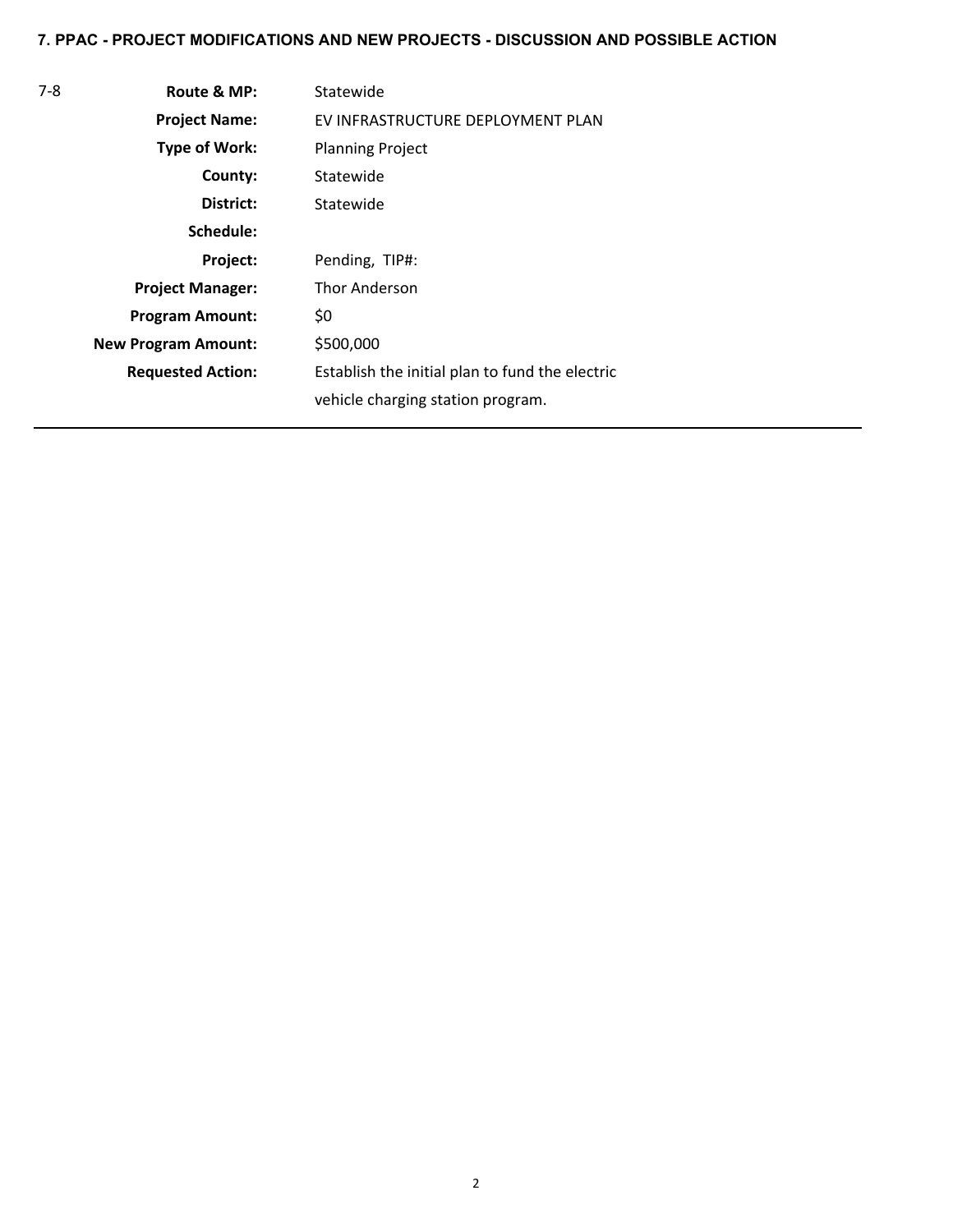**7. PPAC - PROJECT MODIFICATIONS AND NEW PROJECTS - DISCUSSION AND POSSIBLE ACTION**

7-8

| | |
|---|---|
| **Route & MP:** | Statewide |
| **Project Name:** | EV INFRASTRUCTURE DEPLOYMENT PLAN |
| **Type of Work:** | Planning Project |
| **County:** | Statewide |
| **District:** | Statewide |
| **Schedule:** | |
| **Project:** | Pending, TIP#: |
| **Project Manager:** | Thor Anderson |
| **Program Amount:** | $0 |
| **New Program Amount:** | $500,000 |
| **Requested Action:** | Establish the initial plan to fund the electric vehicle charging station program. |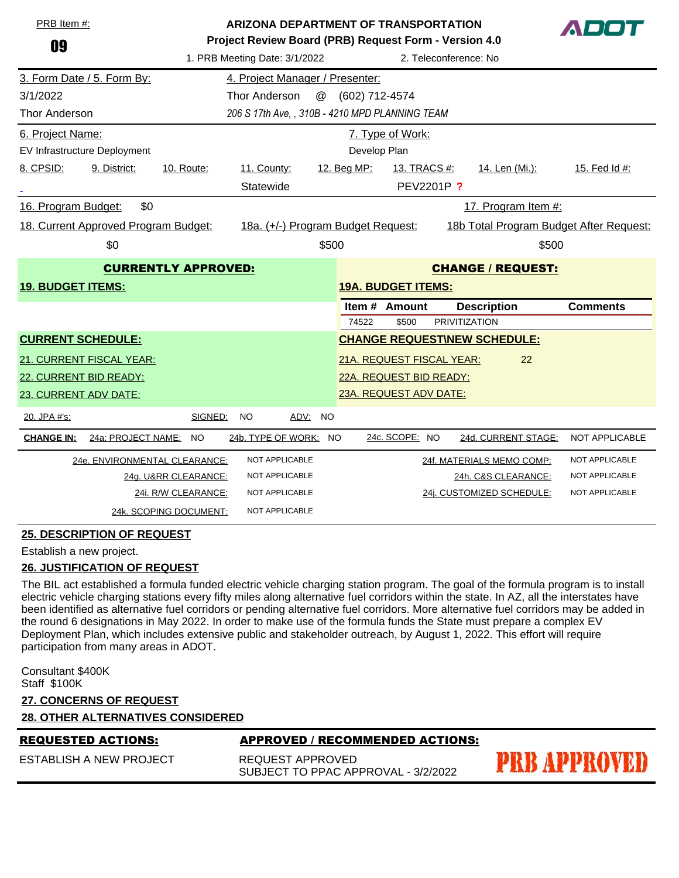PRB Item #: **09**

**ARIZONA DEPARTMENT OF TRANSPORTATION**

**Project Review Board (PRB) Request Form - Version 4.0**

ADOT

1. PRB Meeting Date: 3/1/2022 2. Teleconference: No

| 3. Form Date / 5. Form By: | 4. Project Manager / Presenter: |
|---|---|
| 3/1/2022 | Thor Anderson @ (602) 712-4574 |
| Thor Anderson | 206 S 17th Ave, , 310B - 4210 MPD PLANNING TEAM |

**6. Project Name:** EV Infrastructure Deployment

**7. Type of Work:** Develop Plan

| 8. CPSID: | 9. District: | 10. Route: | 11. County: | 12. Beg MP: | 13. TRACS #: | 14. Len (Mi.): | 15. Fed Id #: |
|---|---|---|---|---|---|---|---|
| - | | | Statewide | | PEV2201P ? | | |

**16. Program Budget:** $0

**17. Program Item #:**

| 18. Current Approved Program Budget: | 18a. (+/-) Program Budget Request: | 18b Total Program Budget After Request: |
|---|---|---|
| $0 | $500 | $500 |

**CURRENTLY APPROVED:**

**19. BUDGET ITEMS:**

**CHANGE / REQUEST:**

**19A. BUDGET ITEMS:**

| Item # | Amount | Description | Comments |
|---|---|---|---|
| 74522 | $500 | PRIVITIZATION | |

**CURRENT SCHEDULE:**

21. CURRENT FISCAL YEAR:

22. CURRENT BID READY:

23. CURRENT ADV DATE:

**CHANGE REQUEST\NEW SCHEDULE:**

21A. REQUEST FISCAL YEAR: 22

22A. REQUEST BID READY:

23A. REQUEST ADV DATE:

20. JPA #'s: SIGNED: NO ADV: NO

**CHANGE IN:** 24a: PROJECT NAME: NO 24b. TYPE OF WORK: NO 24c. SCOPE: NO 24d. CURRENT STAGE: NOT APPLICABLE

| | | | |
|---|---|---|---|
| 24e. ENVIRONMENTAL CLEARANCE: | NOT APPLICABLE | 24f. MATERIALS MEMO COMP: | NOT APPLICABLE |
| 24g. U&RR CLEARANCE: | NOT APPLICABLE | 24h. C&S CLEARANCE: | NOT APPLICABLE |
| 24i. R/W CLEARANCE: | NOT APPLICABLE | 24j. CUSTOMIZED SCHEDULE: | NOT APPLICABLE |
| 24k. SCOPING DOCUMENT: | NOT APPLICABLE | | |

**25. DESCRIPTION OF REQUEST**

Establish a new project.

**26. JUSTIFICATION OF REQUEST**

The BIL act established a formula funded electric vehicle charging station program. The goal of the formula program is to install electric vehicle charging stations every fifty miles along alternative fuel corridors within the state. In AZ, all the interstates have been identified as alternative fuel corridors or pending alternative fuel corridors. More alternative fuel corridors may be added in the round 6 designations in May 2022. In order to make use of the formula funds the State must prepare a complex EV Deployment Plan, which includes extensive public and stakeholder outreach, by August 1, 2022. This effort will require participation from many areas in ADOT.

Consultant $400K
Staff $100K

**27. CONCERNS OF REQUEST**

**28. OTHER ALTERNATIVES CONSIDERED**

| REQUESTED ACTIONS: | APPROVED / RECOMMENDED ACTIONS: |
|---|---|
| ESTABLISH A NEW PROJECT | REQUEST APPROVED<br>SUBJECT TO PPAC APPROVAL - 3/2/2022 |

**PRB APPROVED**